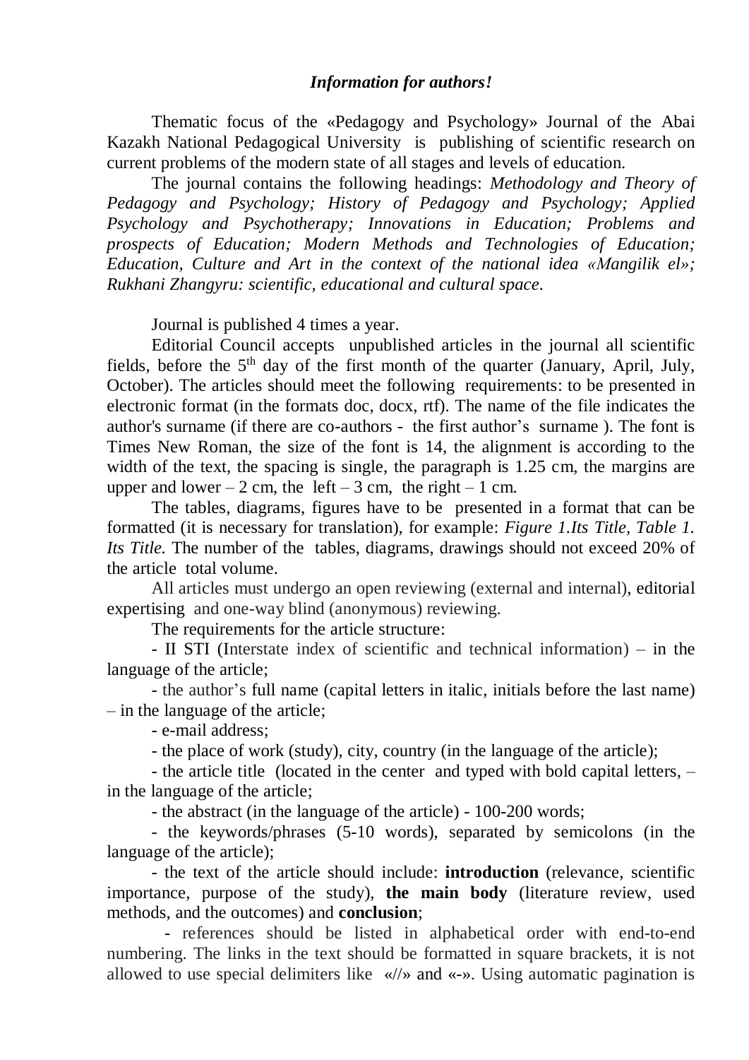## *Information for authors!*

Thematic focus of the «Pedagogy and Psychology» Journal of the Abai Kazakh National Pedagogical University is publishing of scientific research on current problems of the modern state of all stages and levels of education.

The journal contains the following headings: *Methodology and Theory of Pedagogy and Psychology; History of Pedagogy and Psychology; Applied Psychology and Psychotherapy; Innovations in Education; Problems and prospects of Education; Modern Methods and Technologies of Education; Education, Culture and Art in the context of the national idea «Mangilik el»; Rukhani Zhangyru: scientific, educational and cultural space.*

Journal is published 4 times a year.

Editorial Council accepts unpublished articles in the journal all scientific fields, before the 5th day of the first month of the quarter (January, April, July, October). The articles should meet the following requirements: to be presented in electronic format (in the formats doc, docx, rtf). The name of the file indicates the author's surname (if there are co-authors - the first author's surname ). The font is Times New Roman, the size of the font is 14, the alignment is according to the width of the text, the spacing is single, the paragraph is 1.25 cm, the margins are upper and lower – 2 cm, the left – 3 cm, the right – 1 cm.

The tables, diagrams, figures have to be presented in a format that can be formatted (it is necessary for translation), for example: *Figure 1.Its Title, Table 1. Its Title.* The number of the tables, diagrams, drawings should not exceed 20% of the article total volume.

All articles must undergo an open reviewing (external and internal), editorial expertising and one-way blind (anonymous) reviewing.

The requirements for the article structure:

- II STI (Interstate index of scientific and technical information) – in the language of the article;
- the author's full name (capital letters in italic, initials before the last name) – in the language of the article;
- e-mail address;
- the place of work (study), city, country (in the language of the article);
- the article title (located in the center and typed with bold capital letters, – in the language of the article;
- the abstract (in the language of the article) - 100-200 words;
- the keywords/phrases (5-10 words), separated by semicolons (in the language of the article);
- the text of the article should include: **introduction** (relevance, scientific importance, purpose of the study), **the main body** (literature review, used methods, and the outcomes) and **conclusion**;
- references should be listed in alphabetical order with end-to-end numbering. The links in the text should be formatted in square brackets, it is not allowed to use special delimiters like «//» and «-». Using automatic pagination is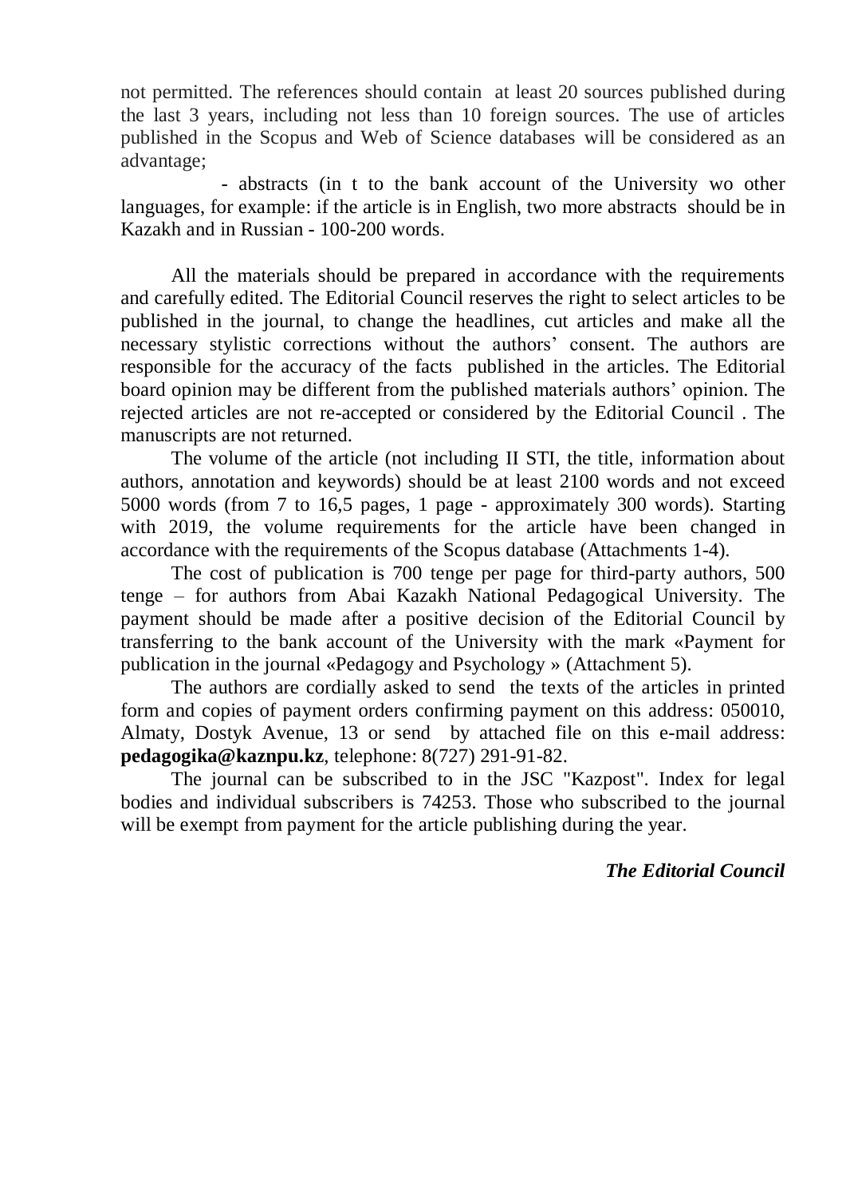not permitted. The references should contain at least 20 sources published during the last 3 years, including not less than 10 foreign sources. The use of articles published in the Scopus and Web of Science databases will be considered as an advantage;

- abstracts (in t to the bank account of the University wo other languages, for example: if the article is in English, two more abstracts should be in Kazakh and in Russian - 100-200 words.

All the materials should be prepared in accordance with the requirements and carefully edited. The Editorial Council reserves the right to select articles to be published in the journal, to change the headlines, cut articles and make all the necessary stylistic corrections without the authors' consent. The authors are responsible for the accuracy of the facts published in the articles. The Editorial board opinion may be different from the published materials authors' opinion. The rejected articles are not re-accepted or considered by the Editorial Council . The manuscripts are not returned.

The volume of the article (not including II STI, the title, information about authors, annotation and keywords) should be at least 2100 words and not exceed 5000 words (from 7 to 16,5 pages, 1 page - approximately 300 words). Starting with 2019, the volume requirements for the article have been changed in accordance with the requirements of the Scopus database (Attachments 1-4).

The cost of publication is 700 tenge per page for third-party authors, 500 tenge – for authors from Abai Kazakh National Pedagogical University. The payment should be made after a positive decision of the Editorial Council by transferring to the bank account of the University with the mark «Payment for publication in the journal «Pedagogy and Psychology » (Attachment 5).

The authors are cordially asked to send the texts of the articles in printed form and copies of payment orders confirming payment on this address: 050010, Almaty, Dostyk Avenue, 13 or send by attached file on this e-mail address: **pedagogika@kaznpu.kz**, telephone: 8(727) 291-91-82.

The journal can be subscribed to in the JSC "Kazpost". Index for legal bodies and individual subscribers is 74253. Those who subscribed to the journal will be exempt from payment for the article publishing during the year.

***The Editorial Council***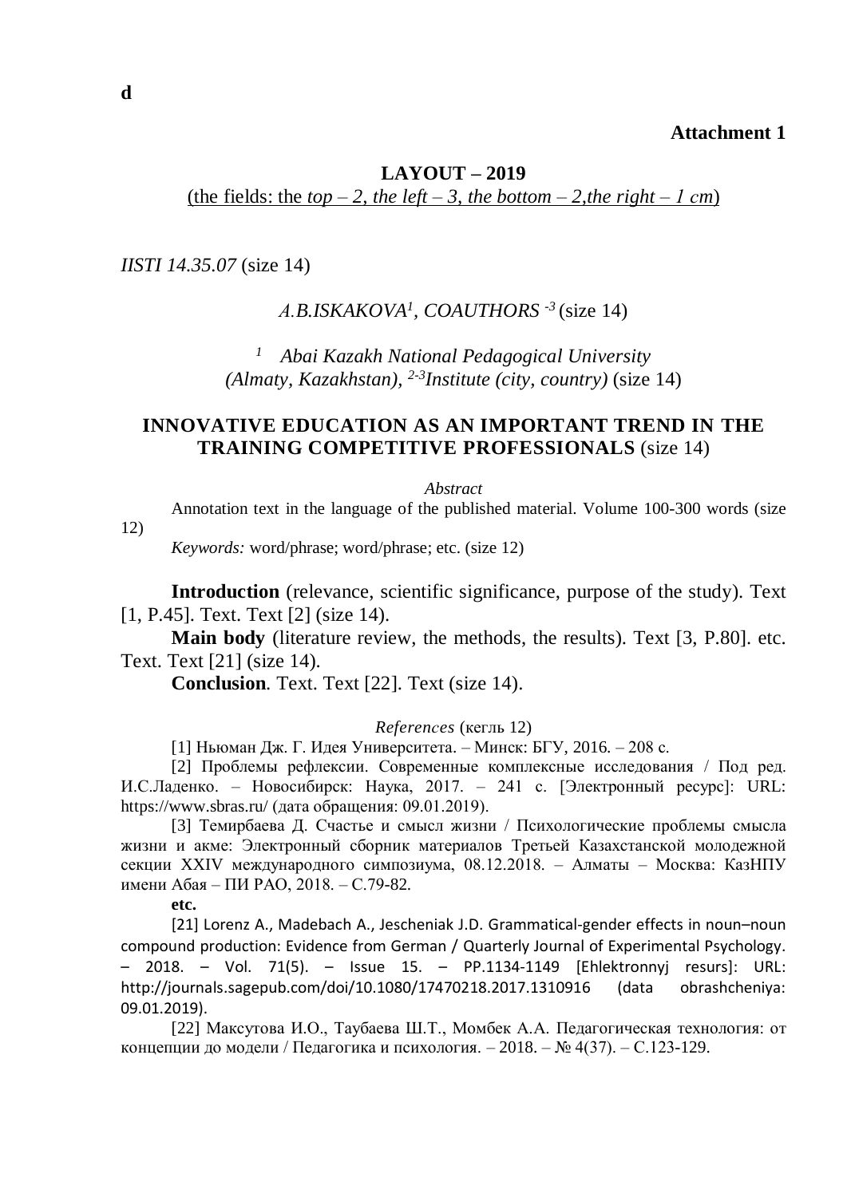d

**Attachment 1**

**LAYOUT – 2019**

(the fields: the *top – 2, the left – 3, the bottom – 2,the right – 1 cm*)

*IISTI 14.35.07* (size 14)

*A.B.ISKAKOVA[1], COAUTHORS [-3]* (size 14)

*[1] Abai Kazakh National Pedagogical University (Almaty, Kazakhstan), [2-3]Institute (city, country)* (size 14)

**INNOVATIVE EDUCATION AS AN IMPORTANT TREND IN THE TRAINING COMPETITIVE PROFESSIONALS** (size 14)

*Abstract*

Annotation text in the language of the published material. Volume 100-300 words (size 12)

*Keywords:* word/phrase; word/phrase; etc. (size 12)

**Introduction** (relevance, scientific significance, purpose of the study). Text [1, P.45]. Text. Text [2] (size 14).

**Main body** (literature review, the methods, the results). Text [3, P.80]. etc. Text. Text [21] (size 14).

**Conclusion**. Text. Text [22]. Text (size 14).

*References* (кегль 12)

[1] Ньюман Дж. Г. Идея Университета. – Минск: БГУ, 2016. – 208 с.

[2] Проблемы рефлексии. Современные комплексные исследования / Под ред. И.С.Ладенко. – Новосибирск: Наука, 2017. – 241 с. [Электронный ресурс]: URL: https://www.sbras.ru/ (дата обращения: 09.01.2019).

[3] Темирбаева Д. Счастье и смысл жизни / Психологические проблемы смысла жизни и акме: Электронный сборник материалов Третьей Казахстанской молодежной секции XXIV международного симпозиума, 08.12.2018. – Алматы – Москва: КазНПУ имени Абая – ПИ РАО, 2018. – С.79-82.

**etc.**

[21] Lorenz A., Madebach A., Jescheniak J.D. Grammatical-gender effects in noun–noun compound production: Evidence from German / Quarterly Journal of Experimental Psychology. – 2018. – Vol. 71(5). – Issue 15. – PP.1134-1149 [Ehlektronnyj resurs]: URL: http://journals.sagepub.com/doi/10.1080/17470218.2017.1310916 (data obrashcheniya: 09.01.2019).

[22] Максутова И.О., Таубаева Ш.Т., Момбек А.А. Педагогическая технология: от концепции до модели / Педагогика и психология. – 2018. – № 4(37). – С.123-129.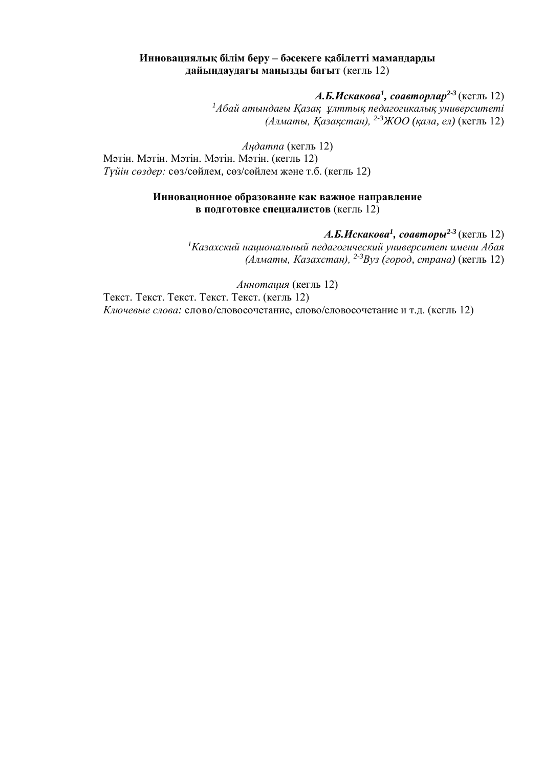**Инновациялық білім беру – бәсекеге қабілетті мамандарды дайындаудағы маңызды бағыт** (кегль 12)

***А.Б.Искакова[1], соавторлар[2-3]*** (кегль 12)
*[1]Абай атындағы Қазақ ұлттық педагогикалық университеті (Алматы, Қазақстан), [2-3]ЖОО (қала, ел)* (кегль 12)

*Аңдатпа* (кегль 12)
Мәтін. Мәтін. Мәтін. Мәтін. Мәтін. (кегль 12)
*Түйін сөздер:* сөз/сөйлем, сөз/сөйлем және т.б. (кегль 12)

**Инновационное образование как важное направление в подготовке специалистов** (кегль 12)

***А.Б.Искакова[1], соавторы[2-3]*** (кегль 12)
*[1]Казахский национальный педагогический университет имени Абая (Алматы, Казахстан), [2-3]Вуз (город, страна)* (кегль 12)

*Аннотация* (кегль 12)
Текст. Текст. Текст. Текст. Текст. (кегль 12)
*Ключевые слова:* слово/словосочетание, слово/словосочетание и т.д. (кегль 12)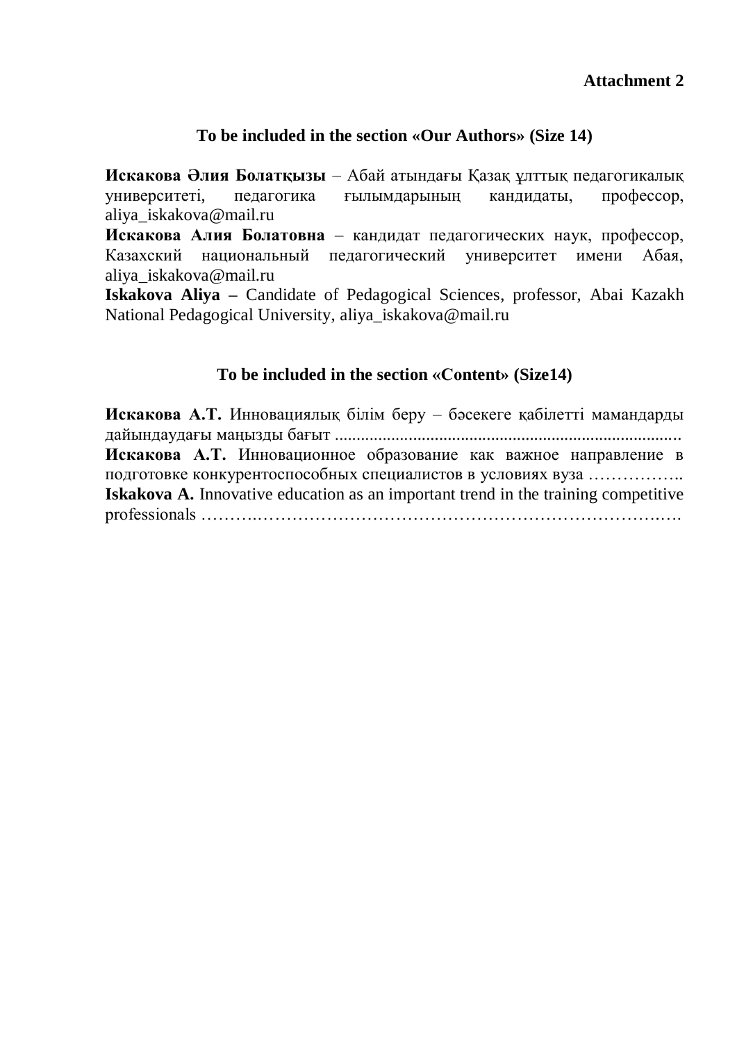**Attachment 2**

## To be included in the section «Our Authors» (Size 14)

**Искакова Әлия Болатқызы** – Абай атындағы Қазақ ұлттық педагогикалық университеті, педагогика ғылымдарының кандидаты, профессор, aliya_iskakova@mail.ru

**Искакова Алия Болатовна** – кандидат педагогических наук, профессор, Казахский национальный педагогический университет имени Абая, aliya_iskakova@mail.ru

**Iskakova Aliya –** Candidate of Pedagogical Sciences, professor, Abai Kazakh National Pedagogical University, aliya_iskakova@mail.ru

## To be included in the section «Content» (Size14)

**Искакова А.Т.** Инновациялық білім беру – бәсекеге қабілетті мамандарды дайындаудағы маңызды бағыт ...............................................................................

**Искакова А.Т.** Инновационное образование как важное направление в подготовке конкурентоспособных специалистов в условиях вуза ……………..

**Iskakova A.** Innovative education as an important trend in the training competitive professionals ……….………………………………………………………….….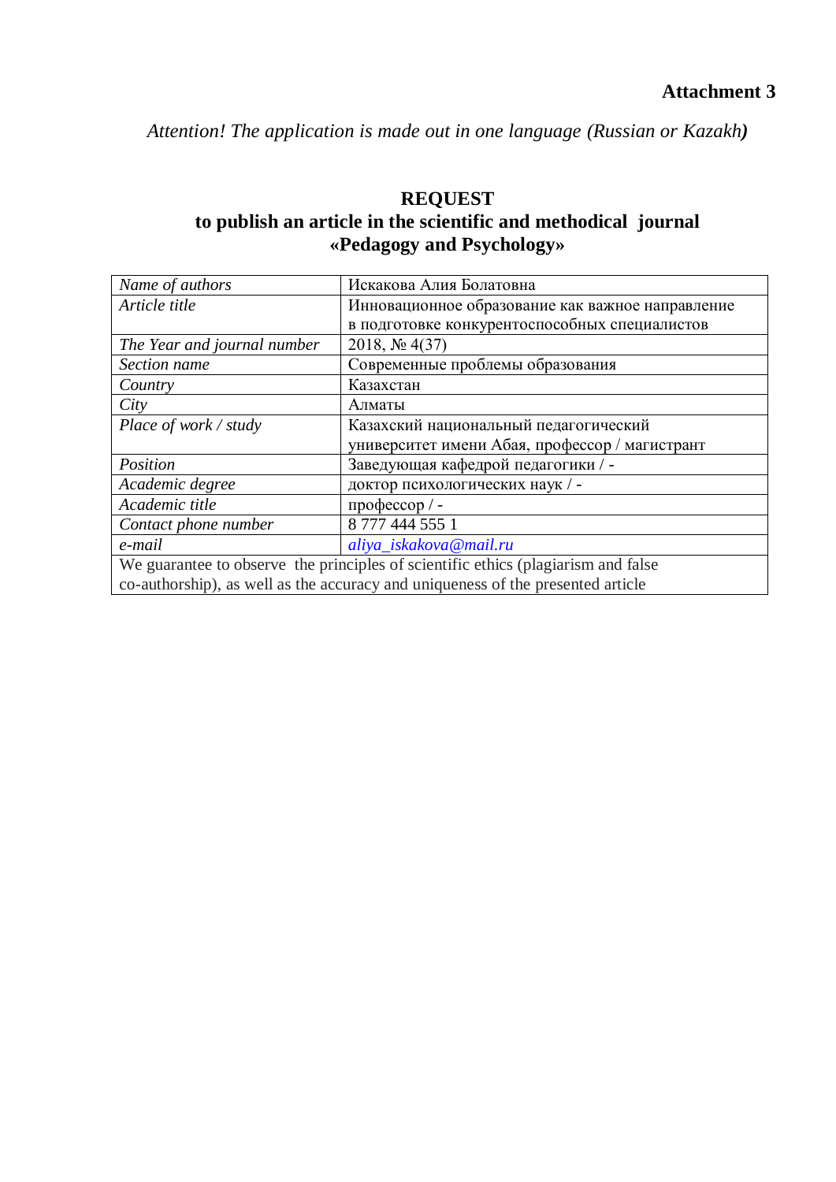**Attachment 3**

*Attention! The application is made out in one language (Russian or Kazakh)*

**REQUEST**
**to publish an article in the scientific and methodical journal «Pedagogy and Psychology»**

| | |
|---|---|
| *Name of authors* | Искакова Алия Болатовна |
| *Article title* | Инновационное образование как важное направление в подготовке конкурентоспособных специалистов |
| *The Year and journal number* | 2018, № 4(37) |
| *Section name* | Современные проблемы образования |
| *Country* | Казахстан |
| *City* | Алматы |
| *Place of work / study* | Казахский национальный педагогический университет имени Абая, профессор / магистрант |
| *Position* | Заведующая кафедрой педагогики / - |
| *Academic degree* | доктор психологических наук / - |
| *Academic title* | профессор / - |
| *Contact phone number* | 8 777 444 555 1 |
| *e-mail* | *aliya_iskakova@mail.ru* |
| We guarantee to observe the principles of scientific ethics (plagiarism and false co-authorship), as well as the accuracy and uniqueness of the presented article | |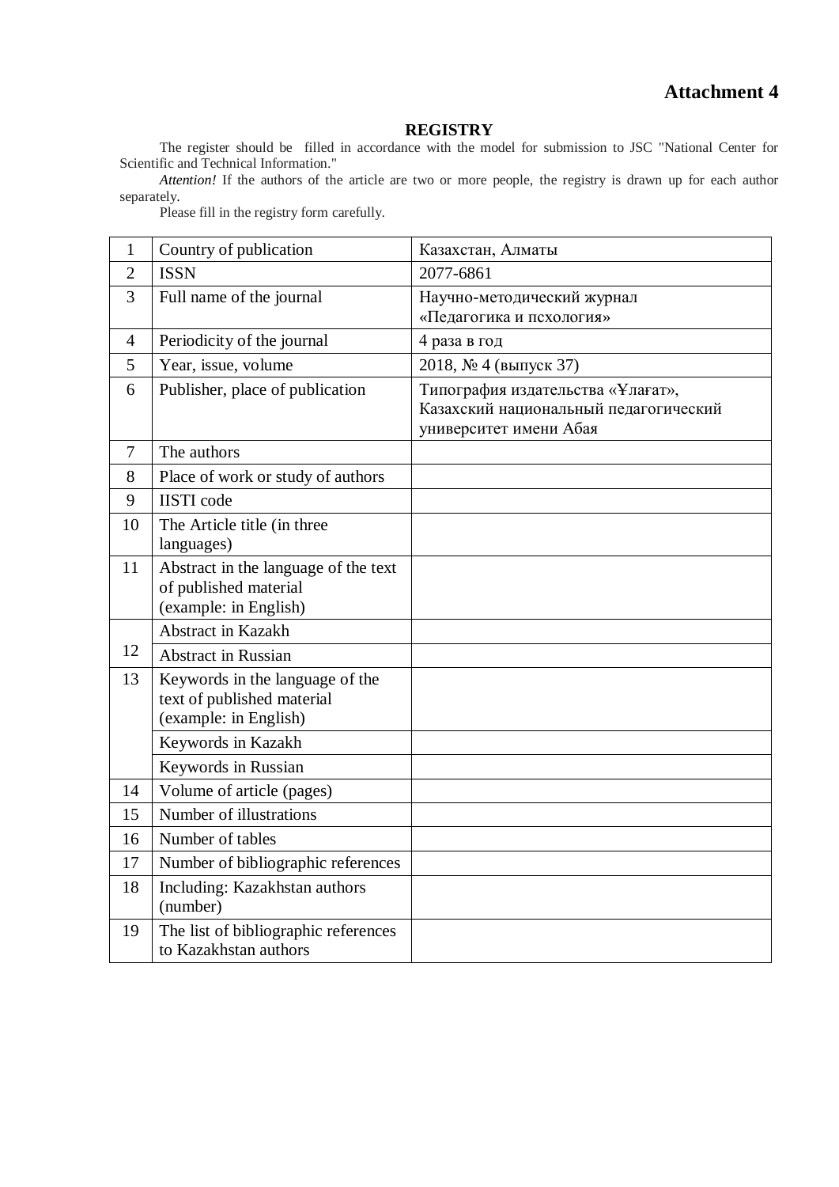**Attachment 4**

## REGISTRY

The register should be filled in accordance with the model for submission to JSC "National Center for Scientific and Technical Information."

*Attention!* If the authors of the article are two or more people, the registry is drawn up for each author separately.

Please fill in the registry form carefully.

| | | |
|---|---|---|
| 1 | Country of publication | Казахстан, Алматы |
| 2 | ISSN | 2077-6861 |
| 3 | Full name of the journal | Научно-методический журнал «Педагогика и псхология» |
| 4 | Periodicity of the journal | 4 раза в год |
| 5 | Year, issue, volume | 2018, № 4 (выпуск 37) |
| 6 | Publisher, place of publication | Типография издательства «Ұлағат», Казахский национальный педагогический университет имени Абая |
| 7 | The authors | |
| 8 | Place of work or study of authors | |
| 9 | IISTI code | |
| 10 | The Article title (in three languages) | |
| 11 | Abstract in the language of the text of published material (example: in English) | |
| 12 | Abstract in Kazakh | |
| | Abstract in Russian | |
| 13 | Keywords in the language of the text of published material (example: in English) | |
| | Keywords in Kazakh | |
| | Keywords in Russian | |
| 14 | Volume of article (pages) | |
| 15 | Number of illustrations | |
| 16 | Number of tables | |
| 17 | Number of bibliographic references | |
| 18 | Including: Kazakhstan authors (number) | |
| 19 | The list of bibliographic references to Kazakhstan authors | |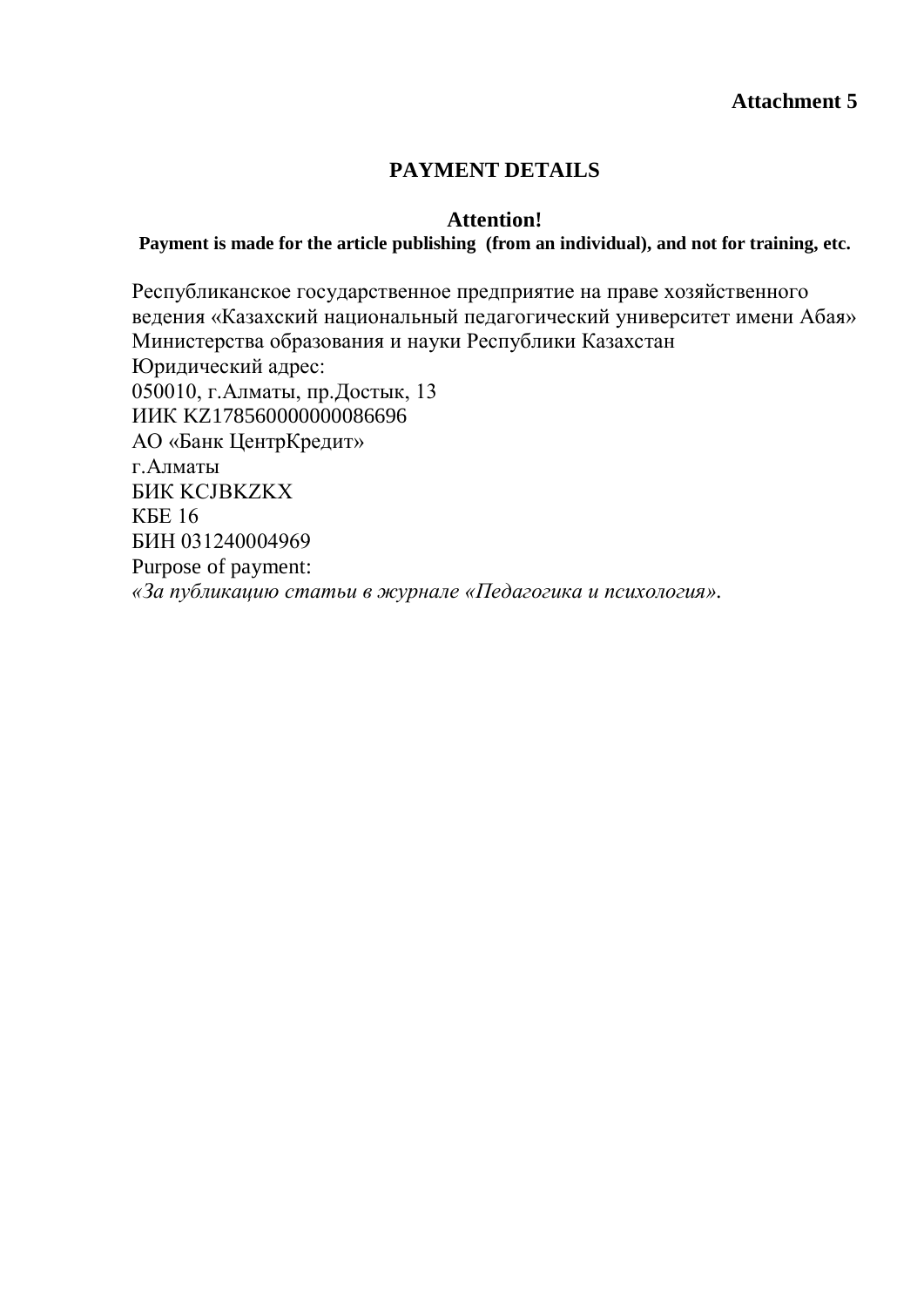**Attachment 5**

## PAYMENT DETAILS

**Attention!**

**Payment is made for the article publishing (from an individual), and not for training, etc.**

Республиканское государственное предприятие на праве хозяйственного ведения «Казахский национальный педагогический университет имени Абая» Министерства образования и науки Республики Казахстан  
Юридический адрес:  
050010, г.Алматы, пр.Достык, 13  
ИИК KZ178560000000086696  
АО «Банк ЦентрКредит»  
г.Алматы  
БИК KCJBKZKX  
КБЕ 16  
БИН 031240004969  
Purpose of payment:  
*«За публикацию статьи в журнале «Педагогика и психология».*